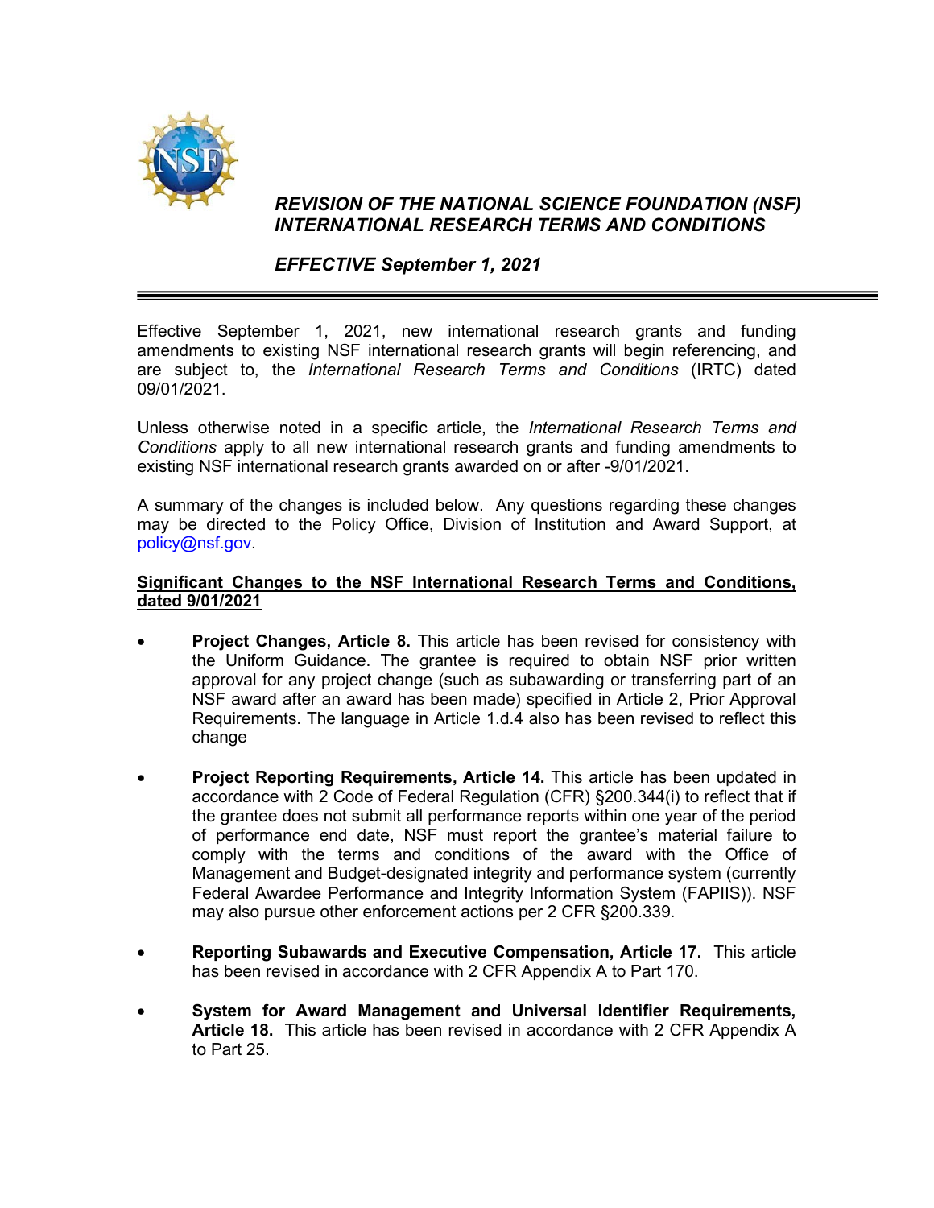# *REVISION OF THE NATIONAL SCIENCE FOUNDATION (NSF) INTERNATIONAL RESEARCH TERMS AND CONDITIONS*

## *EFFECTIVE September 1, 2021*

---

Effective September 1, 2021, new international research grants and funding amendments to existing NSF international research grants will begin referencing, and are subject to, the *International Research Terms and Conditions* (IRTC) dated 09/01/2021.

Unless otherwise noted in a specific article, the *International Research Terms and Conditions* apply to all new international research grants and funding amendments to existing NSF international research grants awarded on or after -9/01/2021.

A summary of the changes is included below. Any questions regarding these changes may be directed to the Policy Office, Division of Institution and Award Support, at policy@nsf.gov.

**Significant Changes to the NSF International Research Terms and Conditions, dated 9/01/2021**

- **Project Changes, Article 8.** This article has been revised for consistency with the Uniform Guidance. The grantee is required to obtain NSF prior written approval for any project change (such as subawarding or transferring part of an NSF award after an award has been made) specified in Article 2, Prior Approval Requirements. The language in Article 1.d.4 also has been revised to reflect this change

- **Project Reporting Requirements, Article 14.** This article has been updated in accordance with 2 Code of Federal Regulation (CFR) §200.344(i) to reflect that if the grantee does not submit all performance reports within one year of the period of performance end date, NSF must report the grantee's material failure to comply with the terms and conditions of the award with the Office of Management and Budget-designated integrity and performance system (currently Federal Awardee Performance and Integrity Information System (FAPIIS)). NSF may also pursue other enforcement actions per 2 CFR §200.339.

- **Reporting Subawards and Executive Compensation, Article 17.** This article has been revised in accordance with 2 CFR Appendix A to Part 170.

- **System for Award Management and Universal Identifier Requirements, Article 18.** This article has been revised in accordance with 2 CFR Appendix A to Part 25.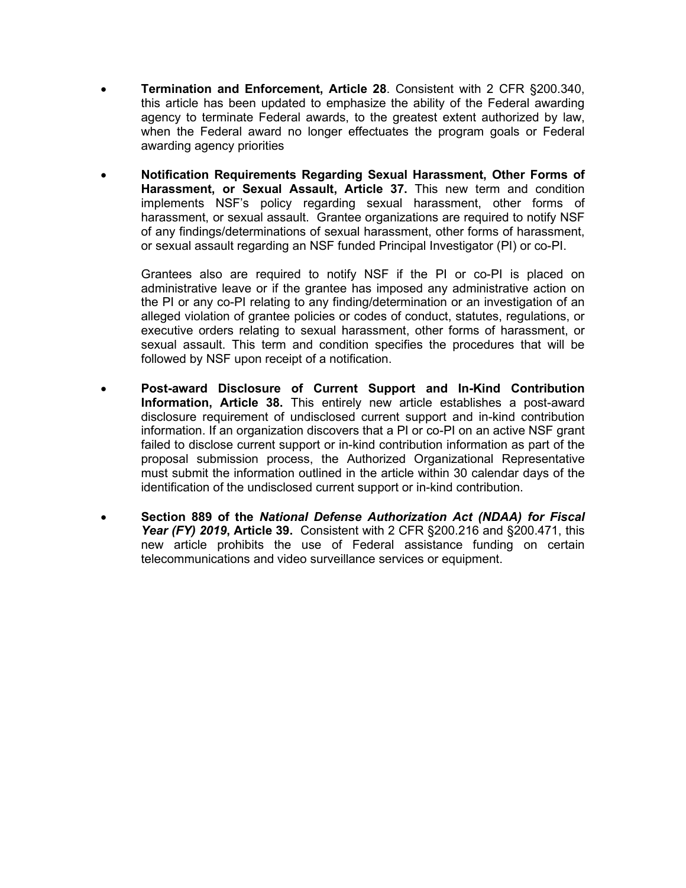- **Termination and Enforcement, Article 28**. Consistent with 2 CFR §200.340, this article has been updated to emphasize the ability of the Federal awarding agency to terminate Federal awards, to the greatest extent authorized by law, when the Federal award no longer effectuates the program goals or Federal awarding agency priorities

- **Notification Requirements Regarding Sexual Harassment, Other Forms of Harassment, or Sexual Assault, Article 37.** This new term and condition implements NSF's policy regarding sexual harassment, other forms of harassment, or sexual assault. Grantee organizations are required to notify NSF of any findings/determinations of sexual harassment, other forms of harassment, or sexual assault regarding an NSF funded Principal Investigator (PI) or co-PI.

  Grantees also are required to notify NSF if the PI or co-PI is placed on administrative leave or if the grantee has imposed any administrative action on the PI or any co-PI relating to any finding/determination or an investigation of an alleged violation of grantee policies or codes of conduct, statutes, regulations, or executive orders relating to sexual harassment, other forms of harassment, or sexual assault. This term and condition specifies the procedures that will be followed by NSF upon receipt of a notification.

- **Post-award Disclosure of Current Support and In-Kind Contribution Information, Article 38.** This entirely new article establishes a post-award disclosure requirement of undisclosed current support and in-kind contribution information. If an organization discovers that a PI or co-PI on an active NSF grant failed to disclose current support or in-kind contribution information as part of the proposal submission process, the Authorized Organizational Representative must submit the information outlined in the article within 30 calendar days of the identification of the undisclosed current support or in-kind contribution.

- **Section 889 of the *National Defense Authorization Act (NDAA) for Fiscal Year (FY) 2019*, Article 39.** Consistent with 2 CFR §200.216 and §200.471, this new article prohibits the use of Federal assistance funding on certain telecommunications and video surveillance services or equipment.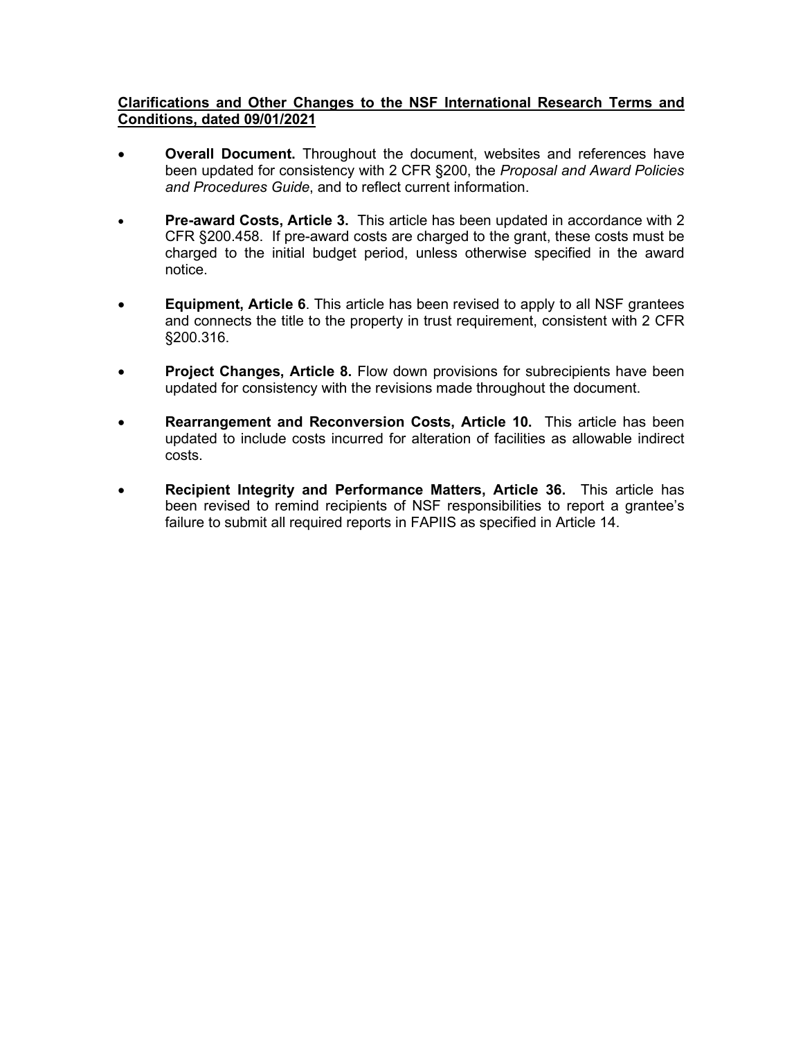**Clarifications and Other Changes to the NSF International Research Terms and Conditions, dated 09/01/2021**

- **Overall Document.** Throughout the document, websites and references have been updated for consistency with 2 CFR §200, the *Proposal and Award Policies and Procedures Guide*, and to reflect current information.

- **Pre-award Costs, Article 3.** This article has been updated in accordance with 2 CFR §200.458. If pre-award costs are charged to the grant, these costs must be charged to the initial budget period, unless otherwise specified in the award notice.

- **Equipment, Article 6**. This article has been revised to apply to all NSF grantees and connects the title to the property in trust requirement, consistent with 2 CFR §200.316.

- **Project Changes, Article 8.** Flow down provisions for subrecipients have been updated for consistency with the revisions made throughout the document.

- **Rearrangement and Reconversion Costs, Article 10.** This article has been updated to include costs incurred for alteration of facilities as allowable indirect costs.

- **Recipient Integrity and Performance Matters, Article 36.** This article has been revised to remind recipients of NSF responsibilities to report a grantee's failure to submit all required reports in FAPIIS as specified in Article 14.